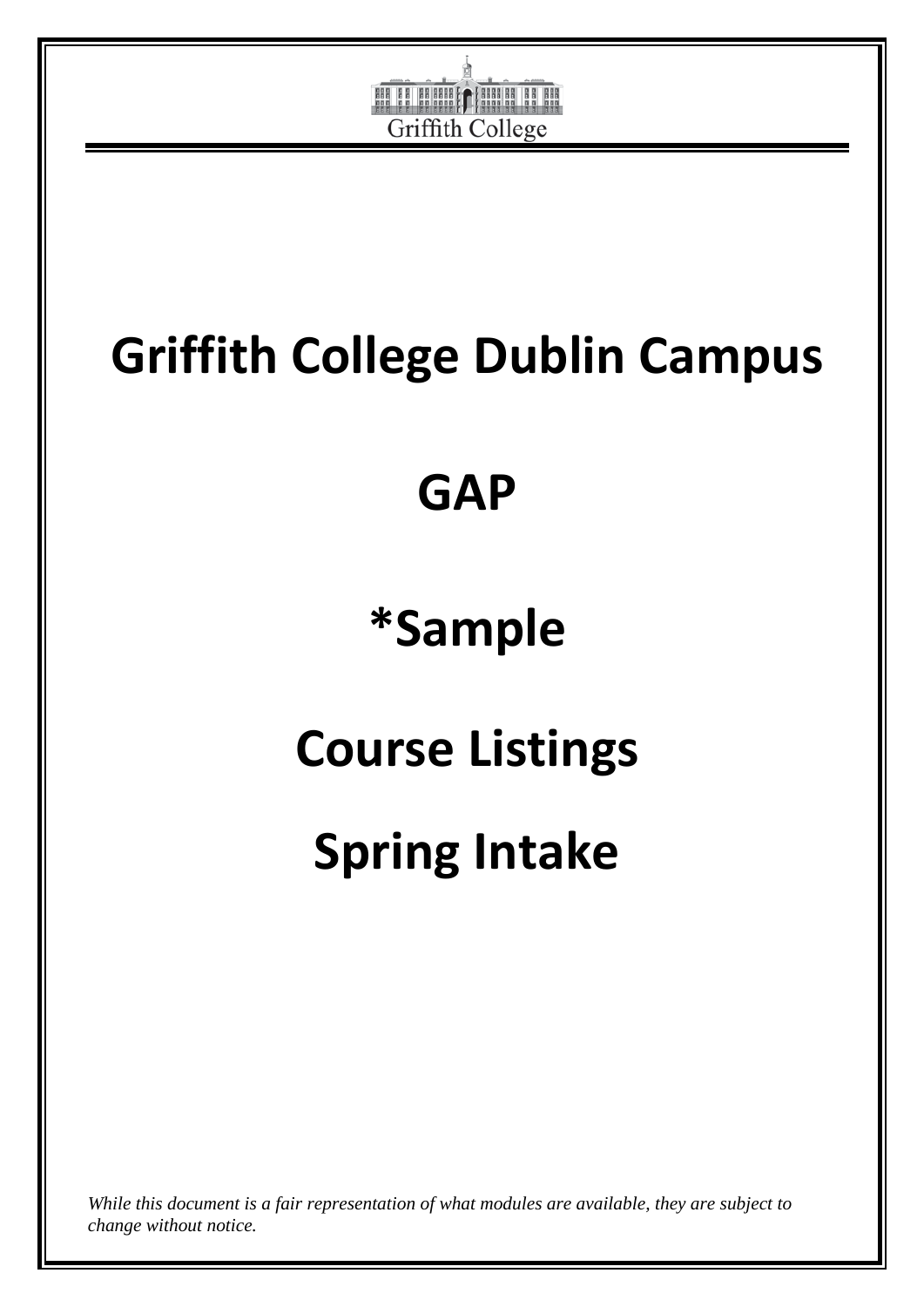Griffith College

# Griffith College Dublin Campus

# GAP

# *Sample

# Course Listings

# Spring Intake

*While this document is a fair representation of what modules are available, they are subject to change without notice.*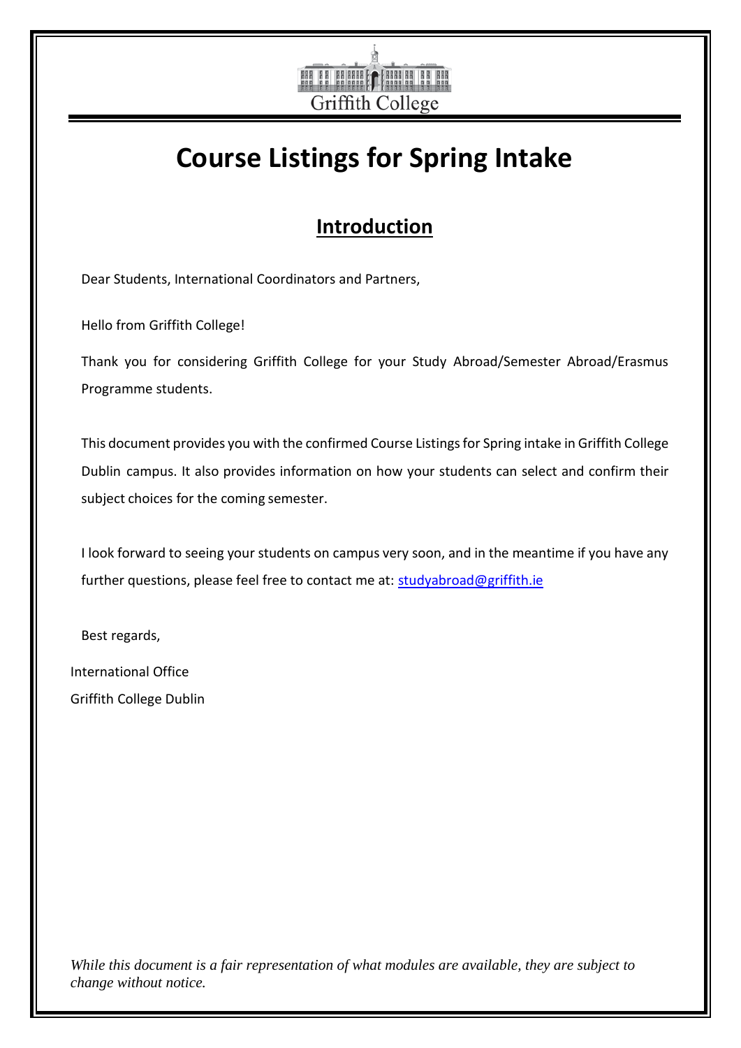Griffith College

# Course Listings for Spring Intake

## Introduction

Dear Students, International Coordinators and Partners,

Hello from Griffith College!

Thank you for considering Griffith College for your Study Abroad/Semester Abroad/Erasmus Programme students.

This document provides you with the confirmed Course Listings for Spring intake in Griffith College Dublin campus. It also provides information on how your students can select and confirm their subject choices for the coming semester.

I look forward to seeing your students on campus very soon, and in the meantime if you have any further questions, please feel free to contact me at: studyabroad@griffith.ie

Best regards,

International Office
Griffith College Dublin

*While this document is a fair representation of what modules are available, they are subject to change without notice.*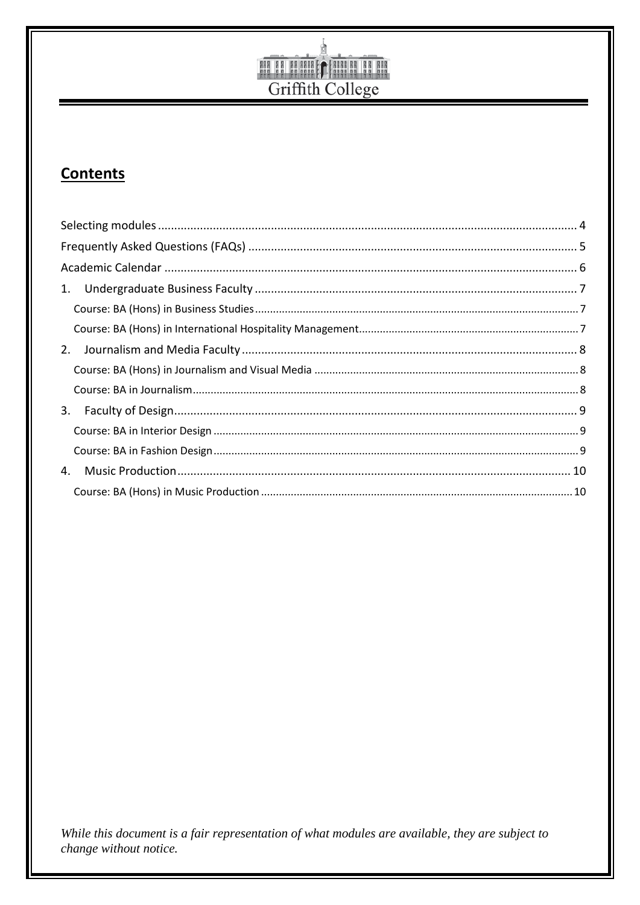Griffith College

## Contents

- Selecting modules ..... 4
- Frequently Asked Questions (FAQs) ..... 5
- Academic Calendar ..... 6
- 1. Undergraduate Business Faculty ..... 7
  - Course: BA (Hons) in Business Studies ..... 7
  - Course: BA (Hons) in International Hospitality Management ..... 7
- 2. Journalism and Media Faculty ..... 8
  - Course: BA (Hons) in Journalism and Visual Media ..... 8
  - Course: BA in Journalism ..... 8
- 3. Faculty of Design ..... 9
  - Course: BA in Interior Design ..... 9
  - Course: BA in Fashion Design ..... 9
- 4. Music Production ..... 10
  - Course: BA (Hons) in Music Production ..... 10

*While this document is a fair representation of what modules are available, they are subject to change without notice.*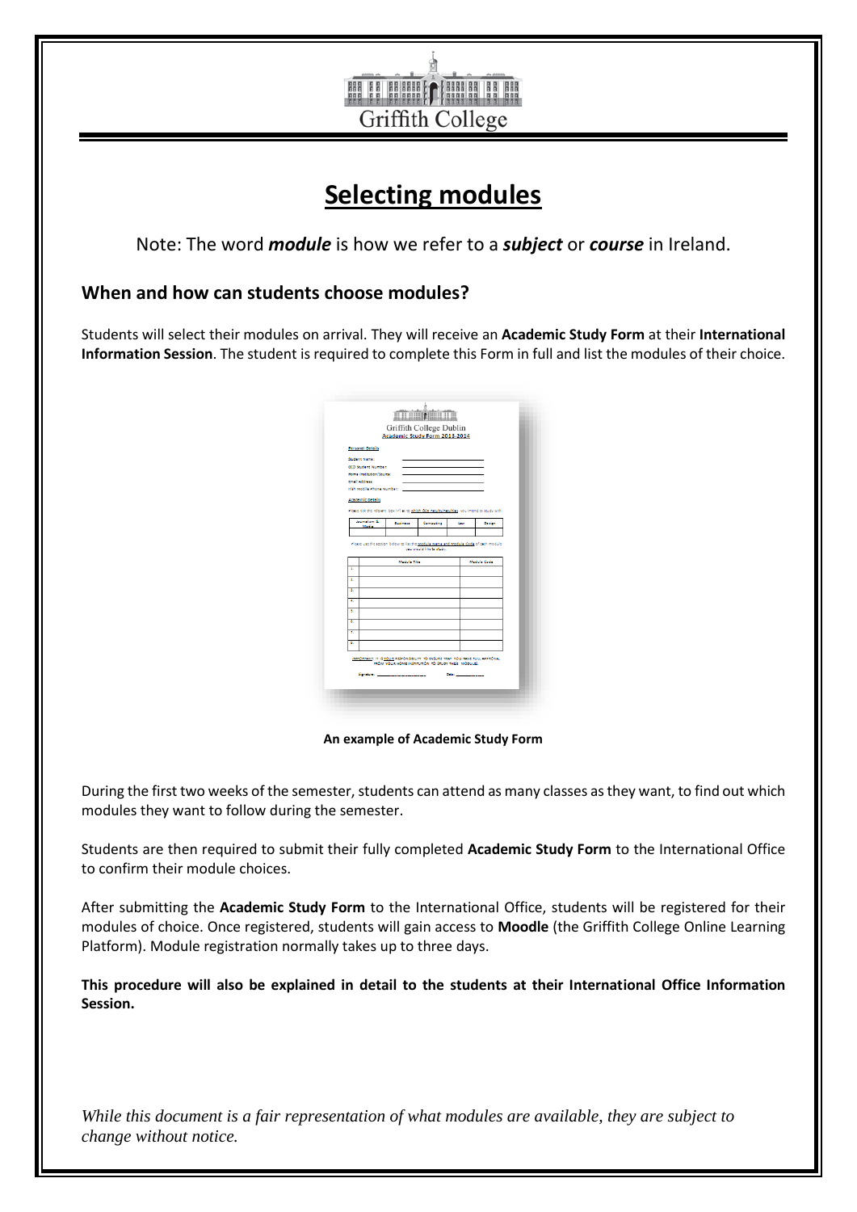# Selecting modules

Note: The word ***module*** is how we refer to a ***subject*** or ***course*** in Ireland.

## When and how can students choose modules?

Students will select their modules on arrival. They will receive an **Academic Study Form** at their **International Information Session**. The student is required to complete this Form in full and list the modules of their choice.

**An example of Academic Study Form**

During the first two weeks of the semester, students can attend as many classes as they want, to find out which modules they want to follow during the semester.

Students are then required to submit their fully completed **Academic Study Form** to the International Office to confirm their module choices.

After submitting the **Academic Study Form** to the International Office, students will be registered for their modules of choice. Once registered, students will gain access to **Moodle** (the Griffith College Online Learning Platform). Module registration normally takes up to three days.

**This procedure will also be explained in detail to the students at their International Office Information Session.**

*While this document is a fair representation of what modules are available, they are subject to change without notice.*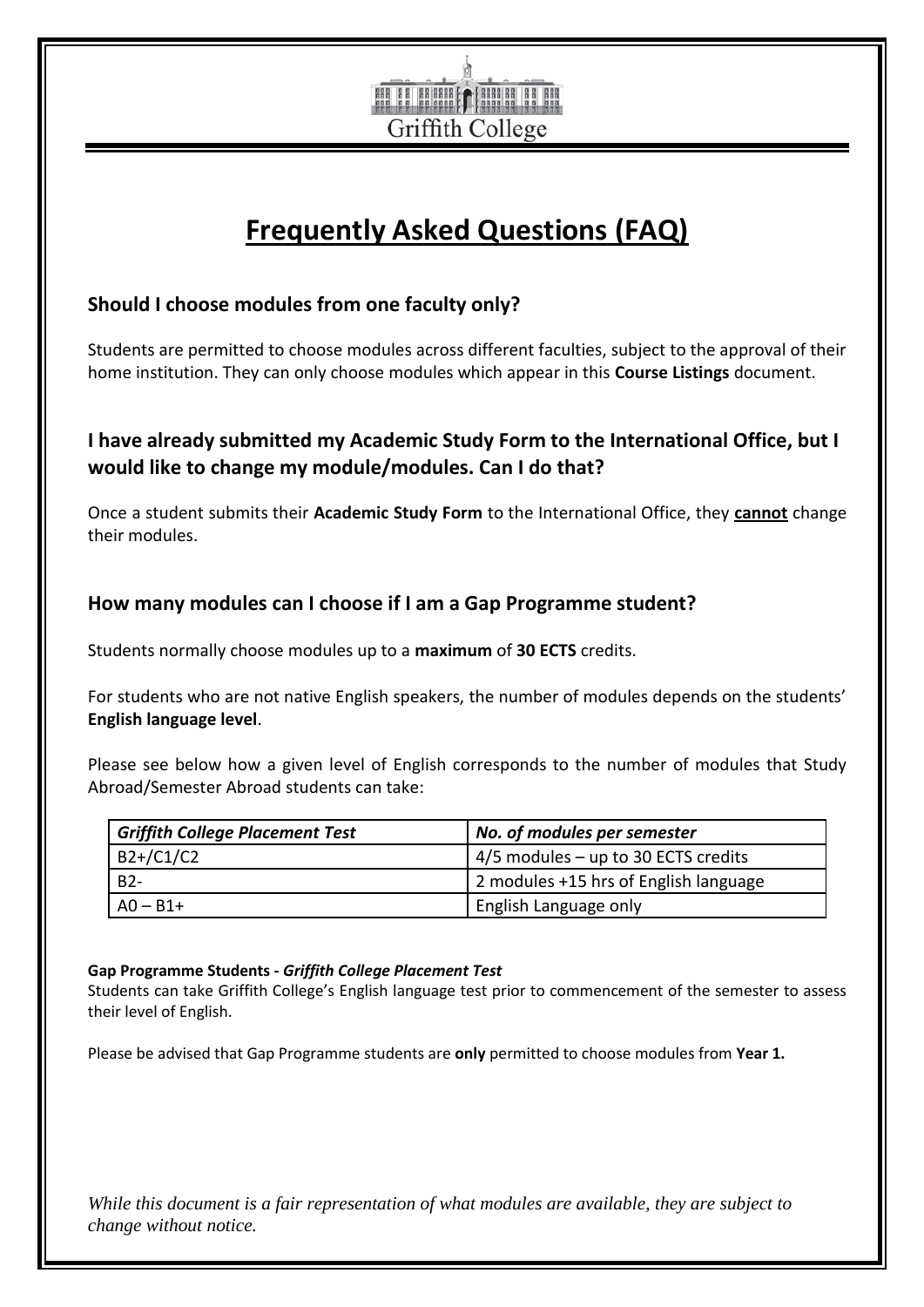Griffith College

# Frequently Asked Questions (FAQ)

### Should I choose modules from one faculty only?

Students are permitted to choose modules across different faculties, subject to the approval of their home institution. They can only choose modules which appear in this **Course Listings** document.

### I have already submitted my Academic Study Form to the International Office, but I would like to change my module/modules. Can I do that?

Once a student submits their **Academic Study Form** to the International Office, they **cannot** change their modules.

### How many modules can I choose if I am a Gap Programme student?

Students normally choose modules up to a **maximum** of **30 ECTS** credits.

For students who are not native English speakers, the number of modules depends on the students' **English language level**.

Please see below how a given level of English corresponds to the number of modules that Study Abroad/Semester Abroad students can take:

| *Griffith College Placement Test* | *No. of modules per semester* |
| --- | --- |
| B2+/C1/C2 | 4/5 modules – up to 30 ECTS credits |
| B2- | 2 modules +15 hrs of English language |
| A0 – B1+ | English Language only |

**Gap Programme Students -** ***Griffith College Placement Test***
Students can take Griffith College's English language test prior to commencement of the semester to assess their level of English.

Please be advised that Gap Programme students are **only** permitted to choose modules from **Year 1.**

*While this document is a fair representation of what modules are available, they are subject to change without notice.*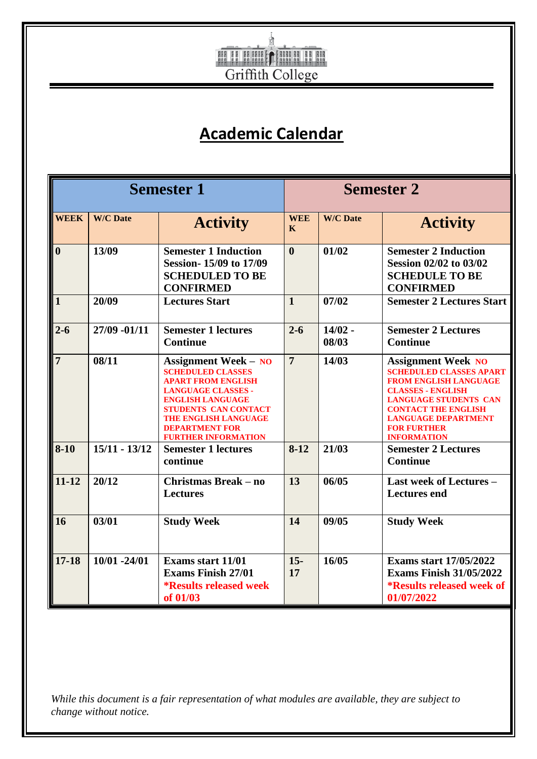Griffith College

# Academic Calendar

| Semester 1 | | | Semester 2 | | |
|---|---|---|---|---|---|
| **WEEK** | **W/C Date** | **Activity** | **WEEK** | **W/C Date** | **Activity** |
| **0** | **13/09** | **Semester 1 Induction Session- 15/09 to 17/09 SCHEDULED TO BE CONFIRMED** | **0** | **01/02** | **Semester 2 Induction Session 02/02 to 03/02 SCHEDULE TO BE CONFIRMED** |
| **1** | **20/09** | **Lectures Start** | **1** | **07/02** | **Semester 2 Lectures Start** |
| **2-6** | **27/09 -01/11** | **Semester 1 lectures Continue** | **2-6** | **14/02 - 08/03** | **Semester 2 Lectures Continue** |
| **7** | **08/11** | **Assignment Week – NO SCHEDULED CLASSES APART FROM ENGLISH LANGUAGE CLASSES - ENGLISH LANGUAGE STUDENTS CAN CONTACT THE ENGLISH LANGUAGE DEPARTMENT FOR FURTHER INFORMATION** | **7** | **14/03** | **Assignment Week NO SCHEDULED CLASSES APART FROM ENGLISH LANGUAGE CLASSES - ENGLISH LANGUAGE STUDENTS CAN CONTACT THE ENGLISH LANGUAGE DEPARTMENT FOR FURTHER INFORMATION** |
| **8-10** | **15/11 - 13/12** | **Semester 1 lectures continue** | **8-12** | **21/03** | **Semester 2 Lectures Continue** |
| **11-12** | **20/12** | **Christmas Break – no Lectures** | **13** | **06/05** | **Last week of Lectures – Lectures end** |
| **16** | **03/01** | **Study Week** | **14** | **09/05** | **Study Week** |
| **17-18** | **10/01 -24/01** | **Exams start 11/01 Exams Finish 27/01 *Results released week of 01/03** | **15-17** | **16/05** | **Exams start 17/05/2022 Exams Finish 31/05/2022 *Results released week of 01/07/2022** |

*While this document is a fair representation of what modules are available, they are subject to change without notice.*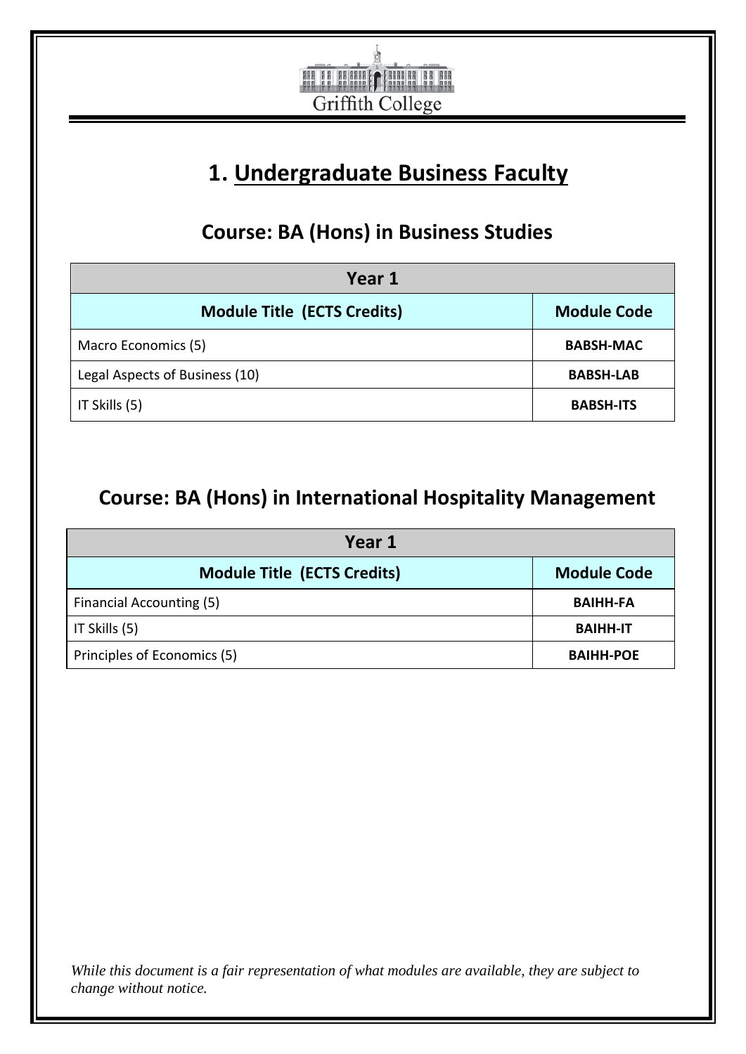# 1. Undergraduate Business Faculty

## Course: BA (Hons) in Business Studies

| Year 1 | |
|---|---|
| **Module Title (ECTS Credits)** | **Module Code** |
| Macro Economics (5) | **BABSH-MAC** |
| Legal Aspects of Business (10) | **BABSH-LAB** |
| IT Skills (5) | **BABSH-ITS** |

## Course: BA (Hons) in International Hospitality Management

| Year 1 | |
|---|---|
| **Module Title (ECTS Credits)** | **Module Code** |
| Financial Accounting (5) | **BAIHH-FA** |
| IT Skills (5) | **BAIHH-IT** |
| Principles of Economics (5) | **BAIHH-POE** |

*While this document is a fair representation of what modules are available, they are subject to change without notice.*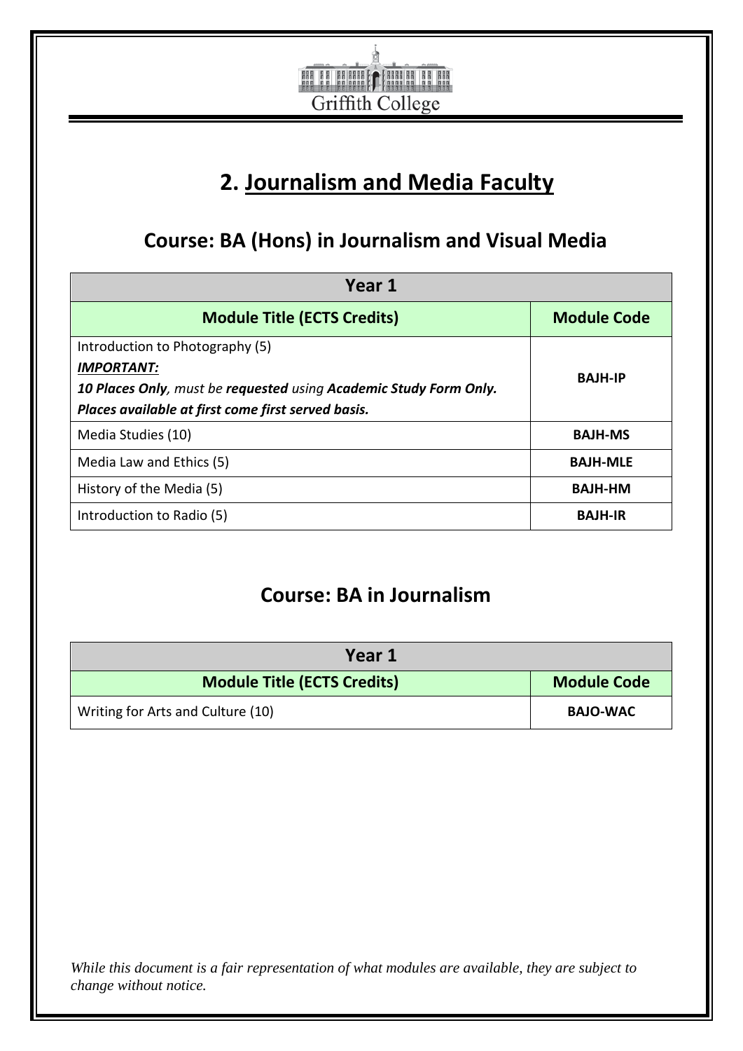Griffith College

# 2. Journalism and Media Faculty

## Course: BA (Hons) in Journalism and Visual Media

| Year 1 | |
|---|---|
| **Module Title (ECTS Credits)** | **Module Code** |
| Introduction to Photography (5)<br>***IMPORTANT:***<br>***10 Places Only**, must be **requested** using **Academic Study Form Only.***<br>***Places available at first come first served basis.*** | **BAJH-IP** |
| Media Studies (10) | **BAJH-MS** |
| Media Law and Ethics (5) | **BAJH-MLE** |
| History of the Media (5) | **BAJH-HM** |
| Introduction to Radio (5) | **BAJH-IR** |

## Course: BA in Journalism

| Year 1 | |
|---|---|
| **Module Title (ECTS Credits)** | **Module Code** |
| Writing for Arts and Culture (10) | **BAJO-WAC** |

*While this document is a fair representation of what modules are available, they are subject to change without notice.*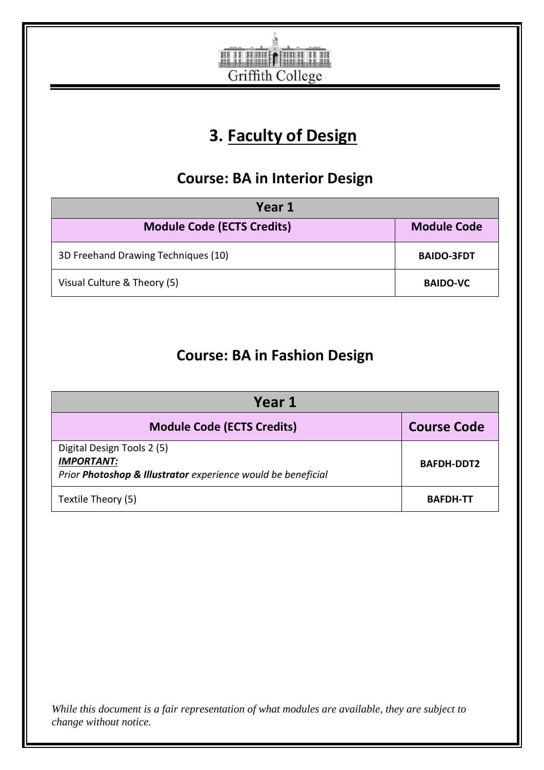Griffith College

# 3. Faculty of Design

## Course: BA in Interior Design

| Year 1 | |
|---|---|
| **Module Code (ECTS Credits)** | **Module Code** |
| 3D Freehand Drawing Techniques (10) | **BAIDO-3FDT** |
| Visual Culture & Theory (5) | **BAIDO-VC** |

## Course: BA in Fashion Design

| Year 1 | |
|---|---|
| **Module Code (ECTS Credits)** | **Course Code** |
| Digital Design Tools 2 (5) <br> ***IMPORTANT:*** <br> *Prior **Photoshop & Illustrator** experience would be beneficial* | **BAFDH-DDT2** |
| Textile Theory (5) | **BAFDH-TT** |

*While this document is a fair representation of what modules are available, they are subject to change without notice.*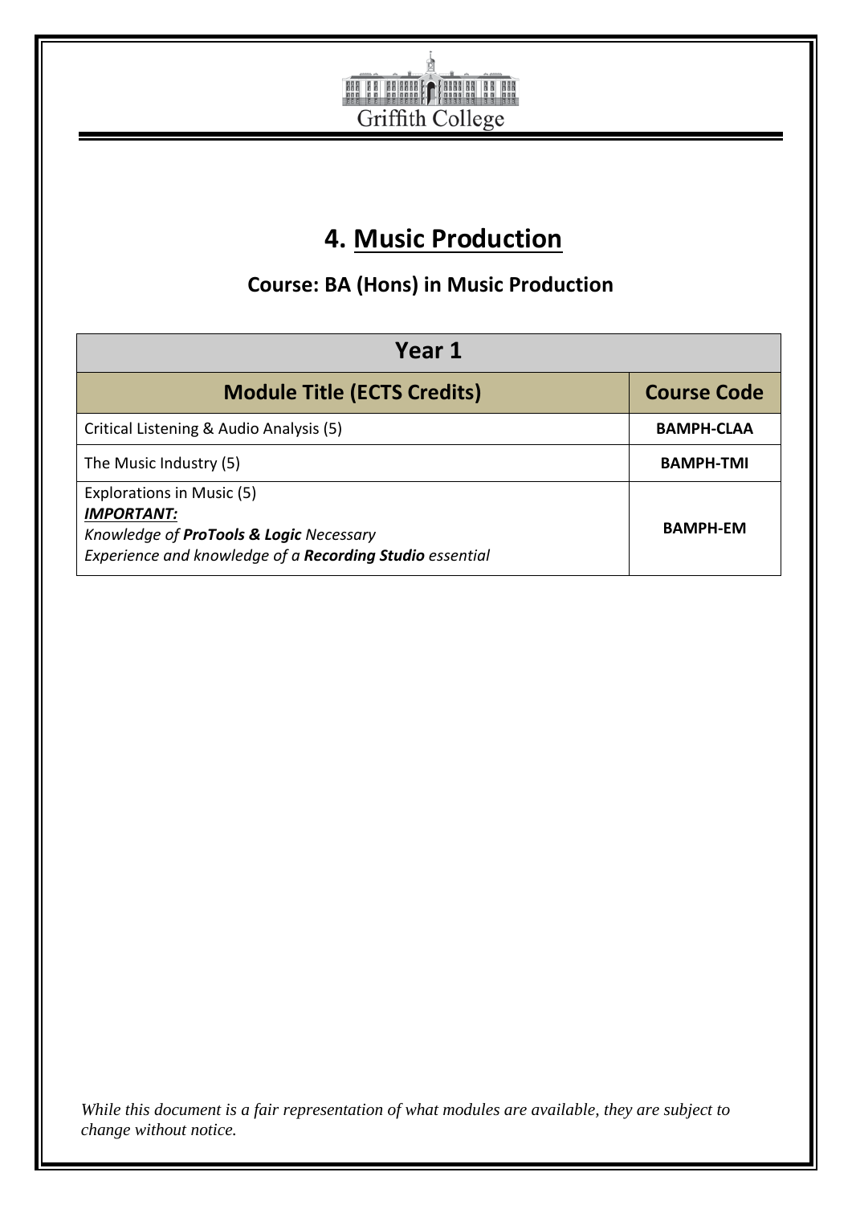Griffith College

# 4. Music Production

## Course: BA (Hons) in Music Production

| Year 1 | |
|---|---|
| **Module Title (ECTS Credits)** | **Course Code** |
| Critical Listening & Audio Analysis (5) | **BAMPH-CLAA** |
| The Music Industry (5) | **BAMPH-TMI** |
| Explorations in Music (5)<br>***IMPORTANT:***<br>*Knowledge of **ProTools & Logic** Necessary*<br>*Experience and knowledge of a **Recording Studio** essential* | **BAMPH-EM** |

*While this document is a fair representation of what modules are available, they are subject to change without notice.*